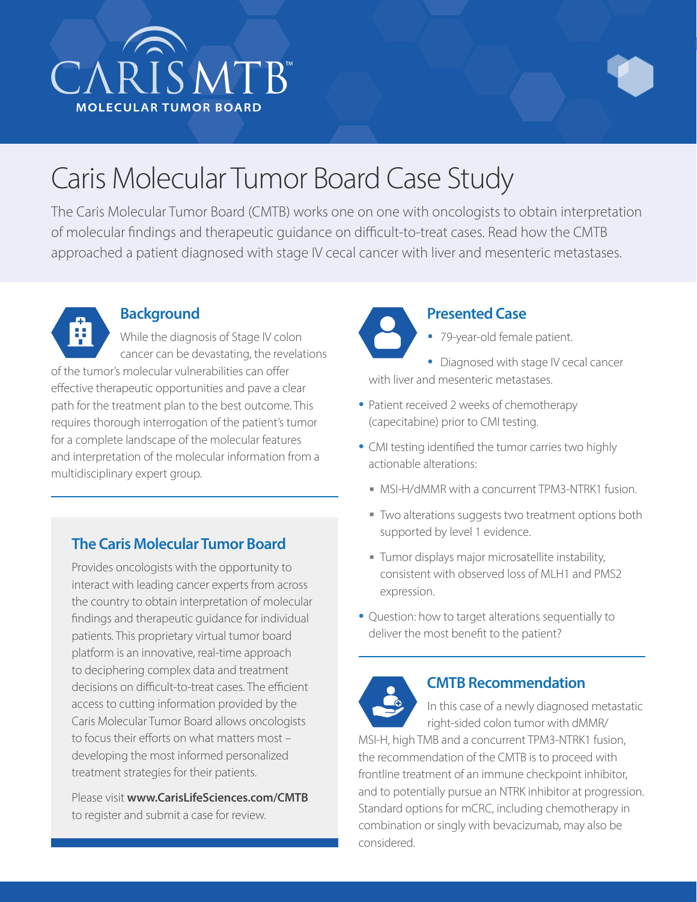CARIS MTB™

MOLECULAR TUMOR BOARD

# Caris Molecular Tumor Board Case Study

The Caris Molecular Tumor Board (CMTB) works one on one with oncologists to obtain interpretation of molecular findings and therapeutic guidance on difficult-to-treat cases. Read how the CMTB approached a patient diagnosed with stage IV cecal cancer with liver and mesenteric metastases.

## Background

While the diagnosis of Stage IV colon cancer can be devastating, the revelations of the tumor's molecular vulnerabilities can offer effective therapeutic opportunities and pave a clear path for the treatment plan to the best outcome. This requires thorough interrogation of the patient's tumor for a complete landscape of the molecular features and interpretation of the molecular information from a multidisciplinary expert group.

## The Caris Molecular Tumor Board

Provides oncologists with the opportunity to interact with leading cancer experts from across the country to obtain interpretation of molecular findings and therapeutic guidance for individual patients. This proprietary virtual tumor board platform is an innovative, real-time approach to deciphering complex data and treatment decisions on difficult-to-treat cases. The efficient access to cutting information provided by the Caris Molecular Tumor Board allows oncologists to focus their efforts on what matters most – developing the most informed personalized treatment strategies for their patients.

Please visit **www.CarisLifeSciences.com/CMTB** to register and submit a case for review.

## Presented Case

- 79-year-old female patient.
- Diagnosed with stage IV cecal cancer with liver and mesenteric metastases.
- Patient received 2 weeks of chemotherapy (capecitabine) prior to CMI testing.
- CMI testing identified the tumor carries two highly actionable alterations:
  - MSI-H/dMMR with a concurrent TPM3-NTRK1 fusion.
  - Two alterations suggests two treatment options both supported by level 1 evidence.
  - Tumor displays major microsatellite instability, consistent with observed loss of MLH1 and PMS2 expression.
- Question: how to target alterations sequentially to deliver the most benefit to the patient?

## CMTB Recommendation

In this case of a newly diagnosed metastatic right-sided colon tumor with dMMR/MSI-H, high TMB and a concurrent TPM3-NTRK1 fusion, the recommendation of the CMTB is to proceed with frontline treatment of an immune checkpoint inhibitor, and to potentially pursue an NTRK inhibitor at progression. Standard options for mCRC, including chemotherapy in combination or singly with bevacizumab, may also be considered.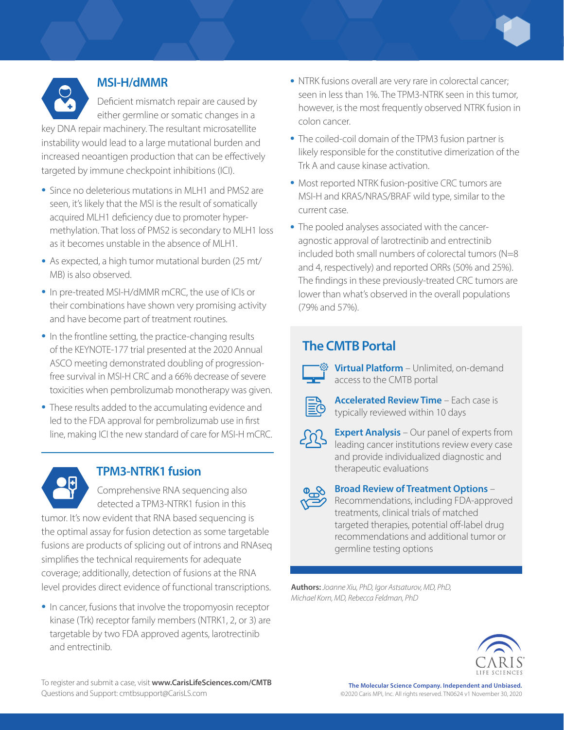## MSI-H/dMMR

Deficient mismatch repair are caused by either germline or somatic changes in a key DNA repair machinery. The resultant microsatellite instability would lead to a large mutational burden and increased neoantigen production that can be effectively targeted by immune checkpoint inhibitions (ICI).

- Since no deleterious mutations in MLH1 and PMS2 are seen, it's likely that the MSI is the result of somatically acquired MLH1 deficiency due to promoter hyper-methylation. That loss of PMS2 is secondary to MLH1 loss as it becomes unstable in the absence of MLH1.
- As expected, a high tumor mutational burden (25 mt/MB) is also observed.
- In pre-treated MSI-H/dMMR mCRC, the use of ICIs or their combinations have shown very promising activity and have become part of treatment routines.
- In the frontline setting, the practice-changing results of the KEYNOTE-177 trial presented at the 2020 Annual ASCO meeting demonstrated doubling of progression-free survival in MSI-H CRC and a 66% decrease of severe toxicities when pembrolizumab monotherapy was given.
- These results added to the accumulating evidence and led to the FDA approval for pembrolizumab use in first line, making ICI the new standard of care for MSI-H mCRC.

## TPM3-NTRK1 fusion

Comprehensive RNA sequencing also detected a TPM3-NTRK1 fusion in this tumor. It's now evident that RNA based sequencing is the optimal assay for fusion detection as some targetable fusions are products of splicing out of introns and RNAseq simplifies the technical requirements for adequate coverage; additionally, detection of fusions at the RNA level provides direct evidence of functional transcriptions.

- In cancer, fusions that involve the tropomyosin receptor kinase (Trk) receptor family members (NTRK1, 2, or 3) are targetable by two FDA approved agents, larotrectinib and entrectinib.
- NTRK fusions overall are very rare in colorectal cancer; seen in less than 1%. The TPM3-NTRK seen in this tumor, however, is the most frequently observed NTRK fusion in colon cancer.
- The coiled-coil domain of the TPM3 fusion partner is likely responsible for the constitutive dimerization of the Trk A and cause kinase activation.
- Most reported NTRK fusion-positive CRC tumors are MSI-H and KRAS/NRAS/BRAF wild type, similar to the current case.
- The pooled analyses associated with the cancer-agnostic approval of larotrectinib and entrectinib included both small numbers of colorectal tumors (N=8 and 4, respectively) and reported ORRs (50% and 25%). The findings in these previously-treated CRC tumors are lower than what's observed in the overall populations (79% and 57%).

## The CMTB Portal

**Virtual Platform** – Unlimited, on-demand access to the CMTB portal

**Accelerated Review Time** – Each case is typically reviewed within 10 days

**Expert Analysis** – Our panel of experts from leading cancer institutions review every case and provide individualized diagnostic and therapeutic evaluations

**Broad Review of Treatment Options** – Recommendations, including FDA-approved treatments, clinical trials of matched targeted therapies, potential off-label drug recommendations and additional tumor or germline testing options

**Authors:** *Joanne Xiu, PhD, Igor Astsaturov, MD, PhD, Michael Korn, MD, Rebecca Feldman, PhD*

To register and submit a case, visit **www.CarisLifeSciences.com/CMTB**
Questions and Support: cmtbsupport@CarisLS.com

CARIS LIFE SCIENCES

**The Molecular Science Company. Independent and Unbiased.**
©2020 Caris MPI, Inc. All rights reserved. TN0624 v1 November 30, 2020